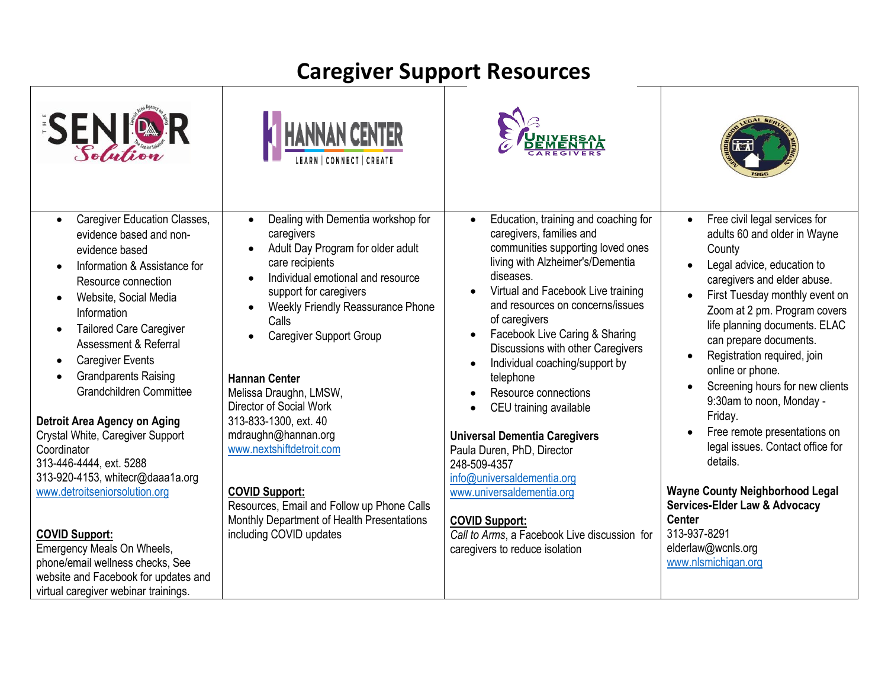# Caregiver Support Resources

| The Senior Solution | Hannan Center | Universal Dementia Caregivers | Neighborhood Legal Services Michigan |
| --- | --- | --- | --- |
| • Caregiver Education Classes, evidence based and non-evidence based<br>• Information & Assistance for Resource connection<br>• Website, Social Media Information<br>• Tailored Care Caregiver Assessment & Referral<br>• Caregiver Events<br>• Grandparents Raising Grandchildren Committee<br><br>**Detroit Area Agency on Aging**<br>Crystal White, Caregiver Support Coordinator<br>313-446-4444, ext. 5288<br>313-920-4153, whitecr@daaa1a.org<br>www.detroitseniorsolution.org<br><br>**<u>COVID Support:</u>**<br>Emergency Meals On Wheels, phone/email wellness checks, See website and Facebook for updates and virtual caregiver webinar trainings. | • Dealing with Dementia workshop for caregivers<br>• Adult Day Program for older adult care recipients<br>• Individual emotional and resource support for caregivers<br>• Weekly Friendly Reassurance Phone Calls<br>• Caregiver Support Group<br><br>**Hannan Center**<br>Melissa Draughn, LMSW, Director of Social Work<br>313-833-1300, ext. 40<br>mdraughn@hannan.org<br>www.nextshiftdetroit.com<br><br>**<u>COVID Support:</u>**<br>Resources, Email and Follow up Phone Calls<br>Monthly Department of Health Presentations including COVID updates | • Education, training and coaching for caregivers, families and communities supporting loved ones living with Alzheimer's/Dementia diseases.<br>• Virtual and Facebook Live training and resources on concerns/issues of caregivers<br>• Facebook Live Caring & Sharing Discussions with other Caregivers<br>• Individual coaching/support by telephone<br>• Resource connections<br>• CEU training available<br><br>**Universal Dementia Caregivers**<br>Paula Duren, PhD, Director<br>248-509-4357<br>info@universaldementia.org<br>www.universaldementia.org<br><br>**<u>COVID Support:</u>**<br>*Call to Arms*, a Facebook Live discussion for caregivers to reduce isolation | • Free civil legal services for adults 60 and older in Wayne County<br>• Legal advice, education to caregivers and elder abuse.<br>• First Tuesday monthly event on Zoom at 2 pm. Program covers life planning documents. ELAC can prepare documents.<br>• Registration required, join online or phone.<br>• Screening hours for new clients 9:30am to noon, Monday - Friday.<br>• Free remote presentations on legal issues. Contact office for details.<br><br>**Wayne County Neighborhood Legal Services-Elder Law & Advocacy Center**<br>313-937-8291<br>elderlaw@wcnls.org<br>www.nlsmichigan.org |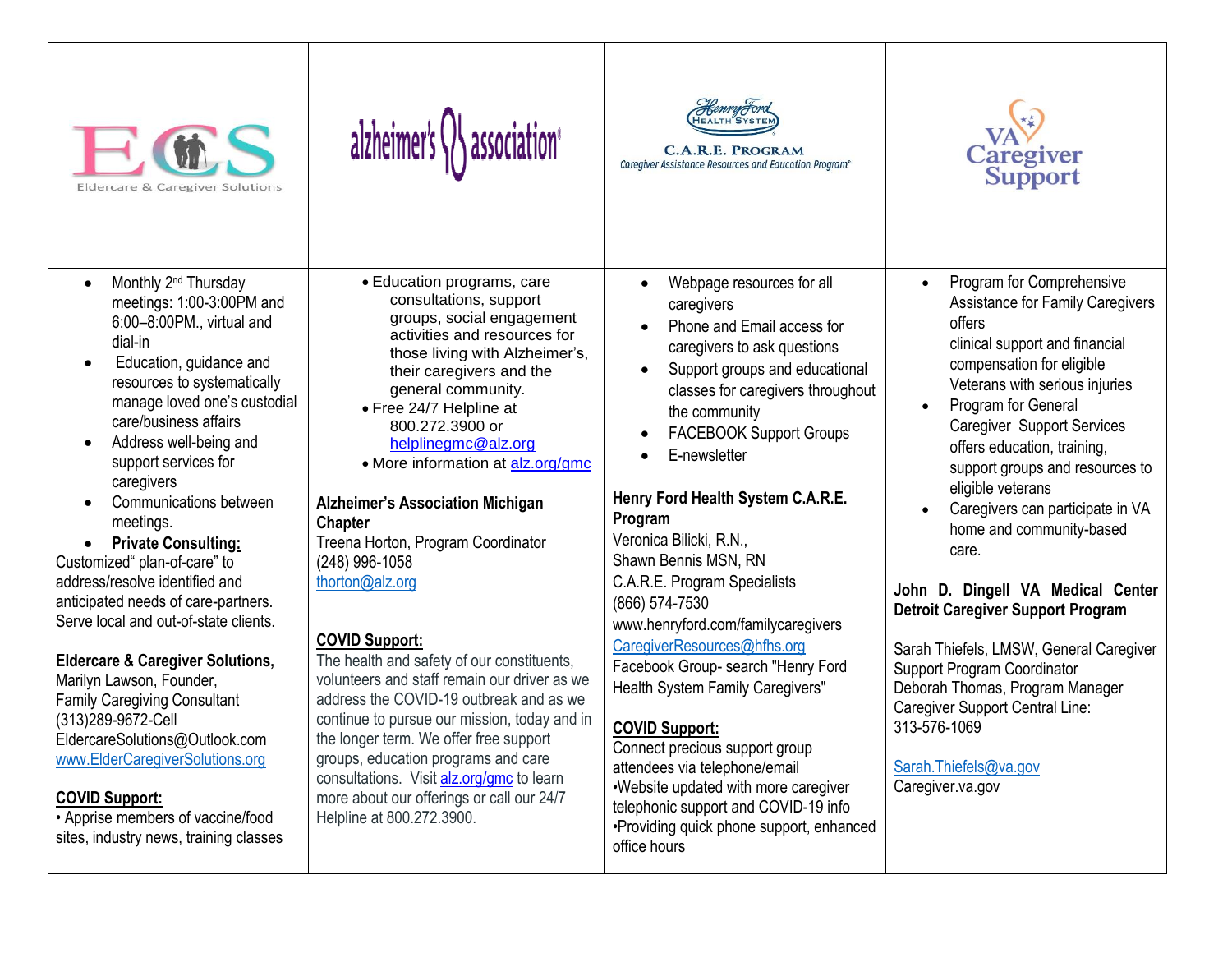| Eldercare & Caregiver Solutions | alzheimer's association | Henry Ford Health System C.A.R.E. Program – Caregiver Assistance Resources and Education Program | VA Caregiver Support |
|---|---|---|---|
| • Monthly 2nd Thursday meetings: 1:00-3:00PM and 6:00–8:00PM., virtual and dial-in<br>• Education, guidance and resources to systematically manage loved one's custodial care/business affairs<br>• Address well-being and support services for caregivers<br>• Communications between meetings.<br>• **Private Consulting:** Customized" plan-of-care" to address/resolve identified and anticipated needs of care-partners. Serve local and out-of-state clients.<br><br>**Eldercare & Caregiver Solutions,**<br>Marilyn Lawson, Founder,<br>Family Caregiving Consultant<br>(313)289-9672-Cell<br>EldercareSolutions@Outlook.com<br>www.ElderCaregiverSolutions.org<br><br>**COVID Support:**<br>• Apprise members of vaccine/food sites, industry news, training classes | • Education programs, care consultations, support groups, social engagement activities and resources for those living with Alzheimer's, their caregivers and the general community.<br>• Free 24/7 Helpline at 800.272.3900 or helplinegmc@alz.org<br>• More information at alz.org/gmc<br><br>**Alzheimer's Association Michigan Chapter**<br>Treena Horton, Program Coordinator<br>(248) 996-1058<br>thorton@alz.org<br><br>**COVID Support:**<br>The health and safety of our constituents, volunteers and staff remain our driver as we address the COVID-19 outbreak and as we continue to pursue our mission, today and in the longer term. We offer free support groups, education programs and care consultations. Visit alz.org/gmc to learn more about our offerings or call our 24/7 Helpline at 800.272.3900. | • Webpage resources for all caregivers<br>• Phone and Email access for caregivers to ask questions<br>• Support groups and educational classes for caregivers throughout the community<br>• FACEBOOK Support Groups<br>• E-newsletter<br><br>**Henry Ford Health System C.A.R.E. Program**<br>Veronica Bilicki, R.N.,<br>Shawn Bennis MSN, RN<br>C.A.R.E. Program Specialists<br>(866) 574-7530<br>www.henryford.com/familycaregivers<br>CaregiverResources@hfhs.org<br>Facebook Group- search "Henry Ford Health System Family Caregivers"<br><br>**COVID Support:**<br>Connect precious support group attendees via telephone/email<br>•Website updated with more caregiver telephonic support and COVID-19 info<br>•Providing quick phone support, enhanced office hours | • Program for Comprehensive Assistance for Family Caregivers offers clinical support and financial compensation for eligible Veterans with serious injuries<br>• Program for General Caregiver Support Services offers education, training, support groups and resources to eligible veterans<br>• Caregivers can participate in VA home and community-based care.<br><br>**John D. Dingell VA Medical Center Detroit Caregiver Support Program**<br><br>Sarah Thiefels, LMSW, General Caregiver Support Program Coordinator<br>Deborah Thomas, Program Manager<br>Caregiver Support Central Line: 313-576-1069<br><br>Sarah.Thiefels@va.gov<br>Caregiver.va.gov |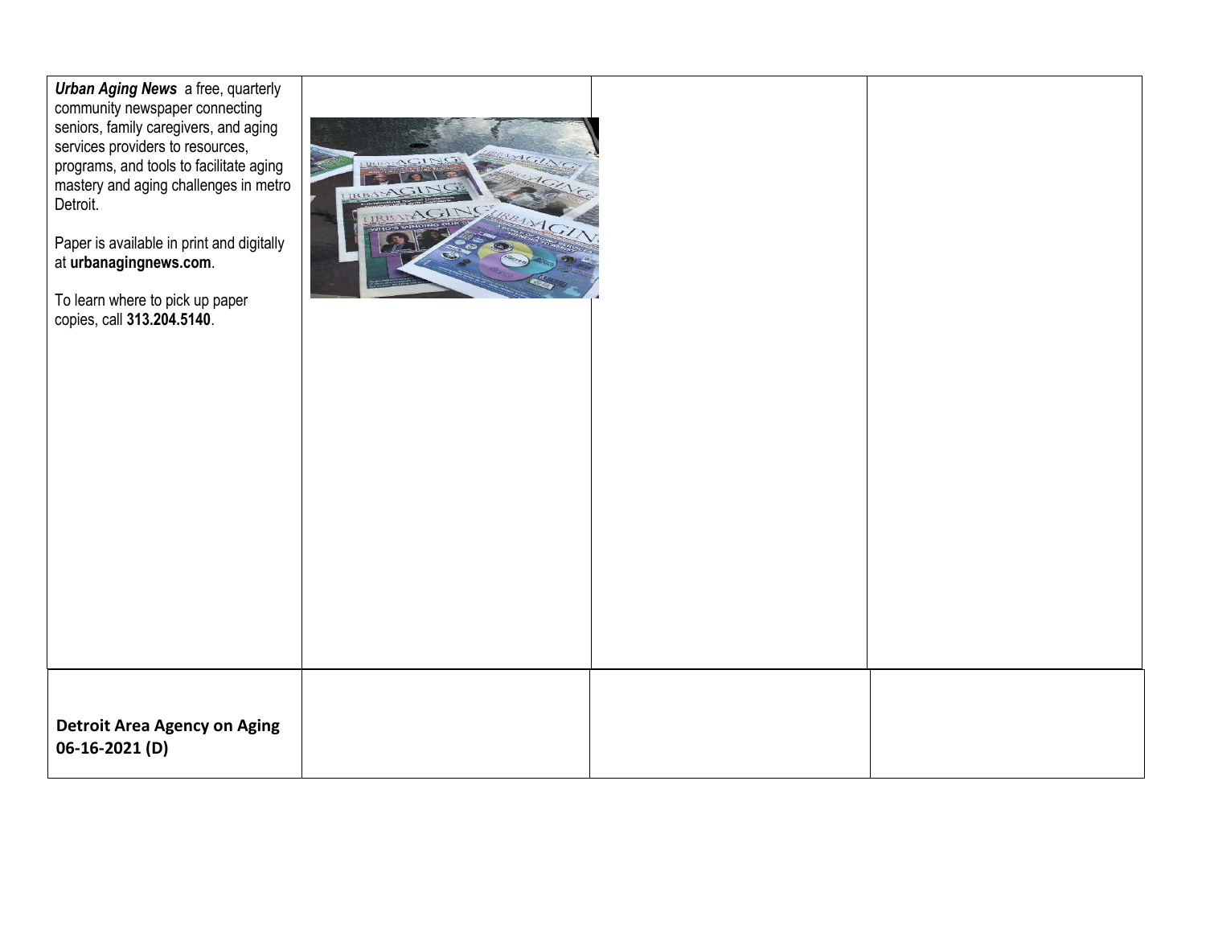| | | | |
|---|---|---|---|
| ***Urban Aging News*** a free, quarterly community newspaper connecting seniors, family caregivers, and aging services providers to resources, programs, and tools to facilitate aging mastery and aging challenges in metro Detroit.<br><br>Paper is available in print and digitally at **urbanagingnews.com**.<br><br>To learn where to pick up paper copies, call **313.204.5140**. | | | |
| **Detroit Area Agency on Aging 06-16-2021 (D)** | | | |